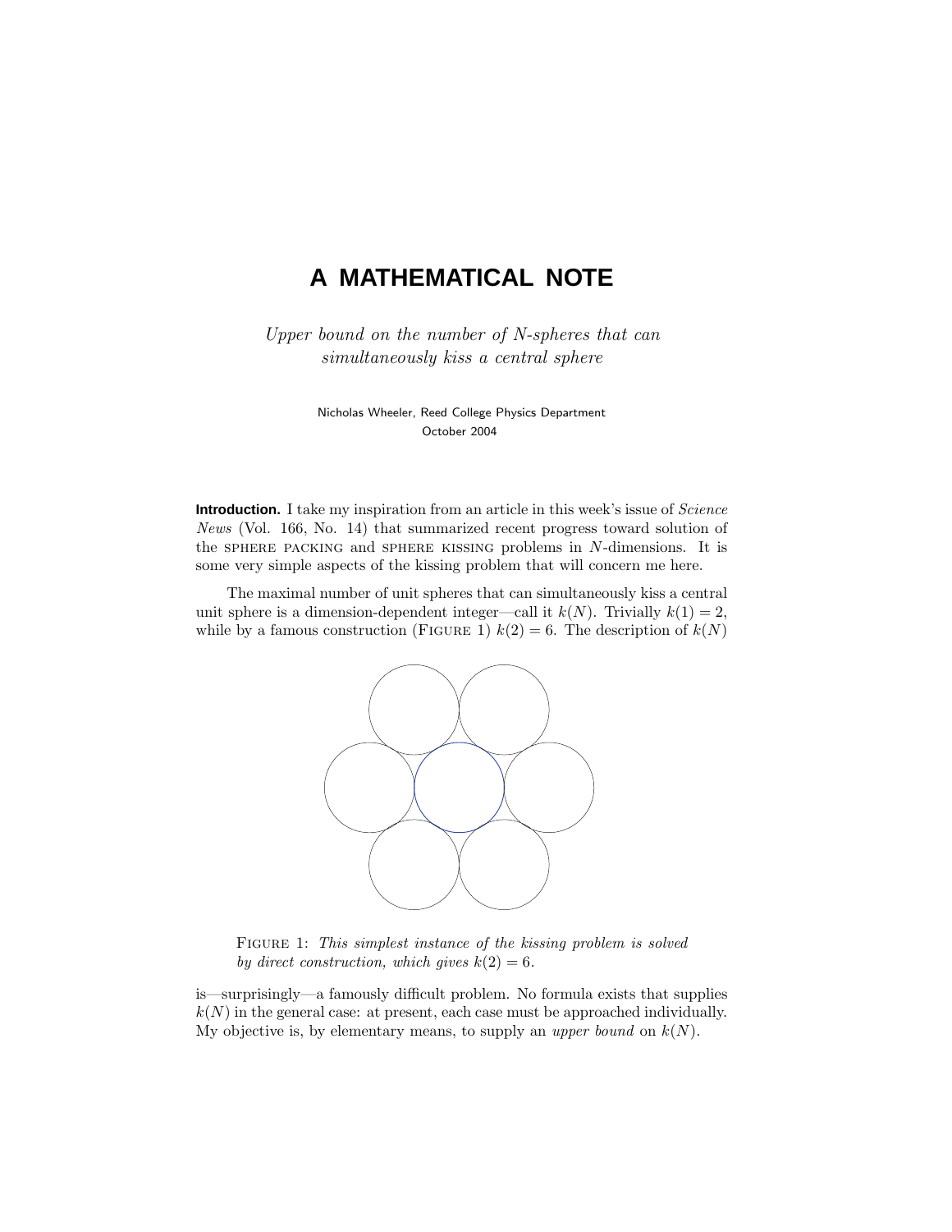# A MATHEMATICAL NOTE

*Upper bound on the number of N-spheres that can simultaneously kiss a central sphere*

Nicholas Wheeler, Reed College Physics Department
October 2004

**Introduction.** I take my inspiration from an article in this week's issue of *Science News* (Vol. 166, No. 14) that summarized recent progress toward solution of the SPHERE PACKING and SPHERE KISSING problems in $N$-dimensions. It is some very simple aspects of the kissing problem that will concern me here.

The maximal number of unit spheres that can simultaneously kiss a central unit sphere is a dimension-dependent integer—call it $k(N)$. Trivially $k(1) = 2$, while by a famous construction (FIGURE 1) $k(2) = 6$. The description of $k(N)$

FIGURE 1: *This simplest instance of the kissing problem is solved by direct construction, which gives $k(2) = 6$.*

is—surprisingly—a famously difficult problem. No formula exists that supplies $k(N)$ in the general case: at present, each case must be approached individually. My objective is, by elementary means, to supply an *upper bound* on $k(N)$.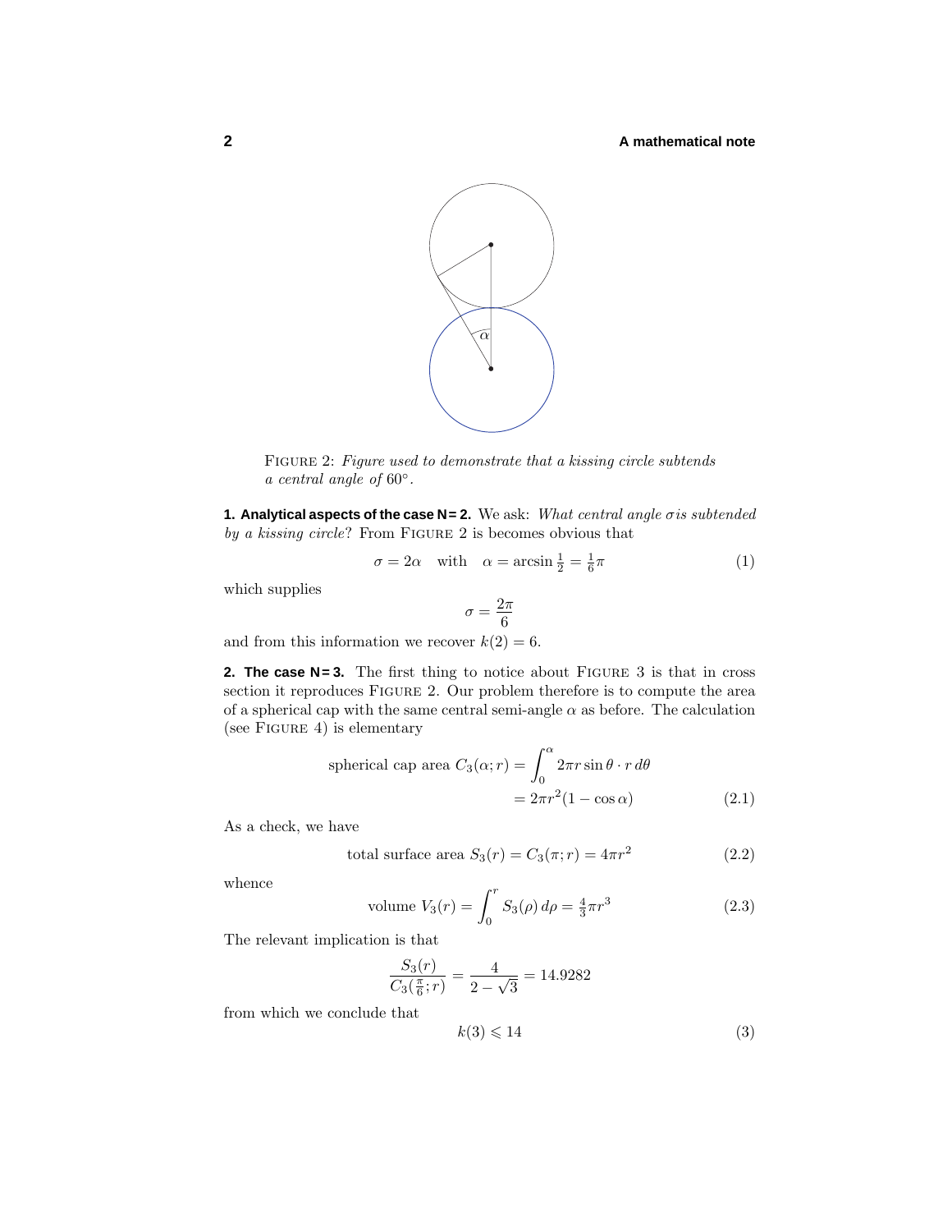FIGURE 2: *Figure used to demonstrate that a kissing circle subtends a central angle of* $60°$.

**1. Analytical aspects of the case N = 2.** We ask: *What central angle* $\sigma$ *is subtended by a kissing circle*? From FIGURE 2 is becomes obvious that

$$\sigma = 2\alpha \quad \text{with} \quad \alpha = \arcsin \tfrac{1}{2} = \tfrac{1}{6}\pi \tag{1}$$

which supplies

$$\sigma = \frac{2\pi}{6}$$

and from this information we recover $k(2) = 6$.

**2. The case N = 3.** The first thing to notice about FIGURE 3 is that in cross section it reproduces FIGURE 2. Our problem therefore is to compute the area of a spherical cap with the same central semi-angle $\alpha$ as before. The calculation (see FIGURE 4) is elementary

$$\begin{aligned} \text{spherical cap area } C_3(\alpha; r) &= \int_0^\alpha 2\pi r \sin\theta \cdot r \, d\theta \\ &= 2\pi r^2 (1 - \cos\alpha) \end{aligned} \tag{2.1}$$

As a check, we have

$$\text{total surface area } S_3(r) = C_3(\pi; r) = 4\pi r^2 \tag{2.2}$$

whence

$$\text{volume } V_3(r) = \int_0^r S_3(\rho) \, d\rho = \tfrac{4}{3}\pi r^3 \tag{2.3}$$

The relevant implication is that

$$\frac{S_3(r)}{C_3(\frac{\pi}{6}; r)} = \frac{4}{2 - \sqrt{3}} = 14.9282$$

from which we conclude that

$$k(3) \leqslant 14 \tag{3}$$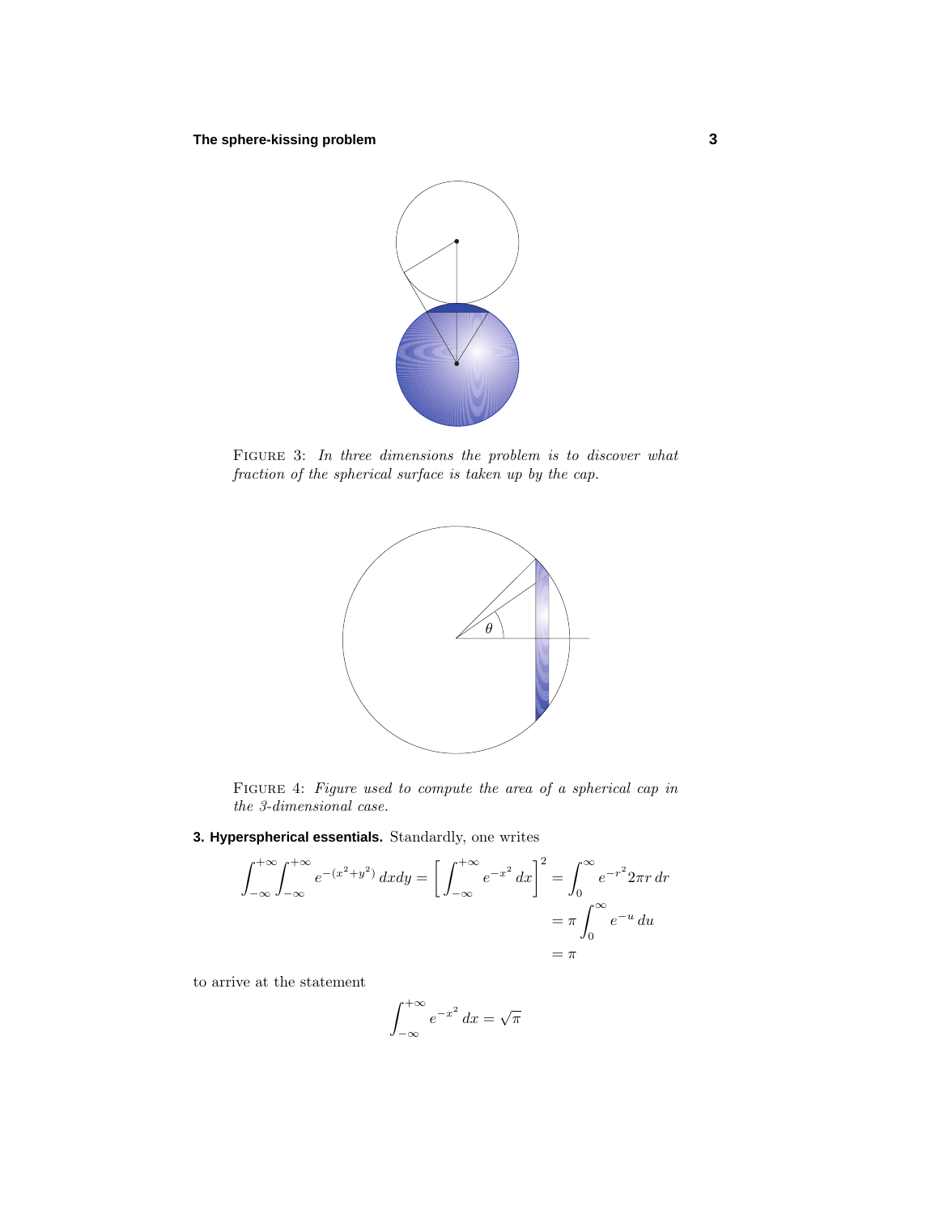FIGURE 3: *In three dimensions the problem is to discover what fraction of the spherical surface is taken up by the cap.*

FIGURE 4: *Figure used to compute the area of a spherical cap in the 3-dimensional case.*

**3. Hyperspherical essentials.** Standardly, one writes

$$\int_{-\infty}^{+\infty}\int_{-\infty}^{+\infty} e^{-(x^2+y^2)}\,dxdy = \left[\int_{-\infty}^{+\infty} e^{-x^2}\,dx\right]^2 = \int_0^{\infty} e^{-r^2} 2\pi r\,dr$$
$$= \pi \int_0^{\infty} e^{-u}\,du$$
$$= \pi$$

to arrive at the statement

$$\int_{-\infty}^{+\infty} e^{-x^2}\,dx = \sqrt{\pi}$$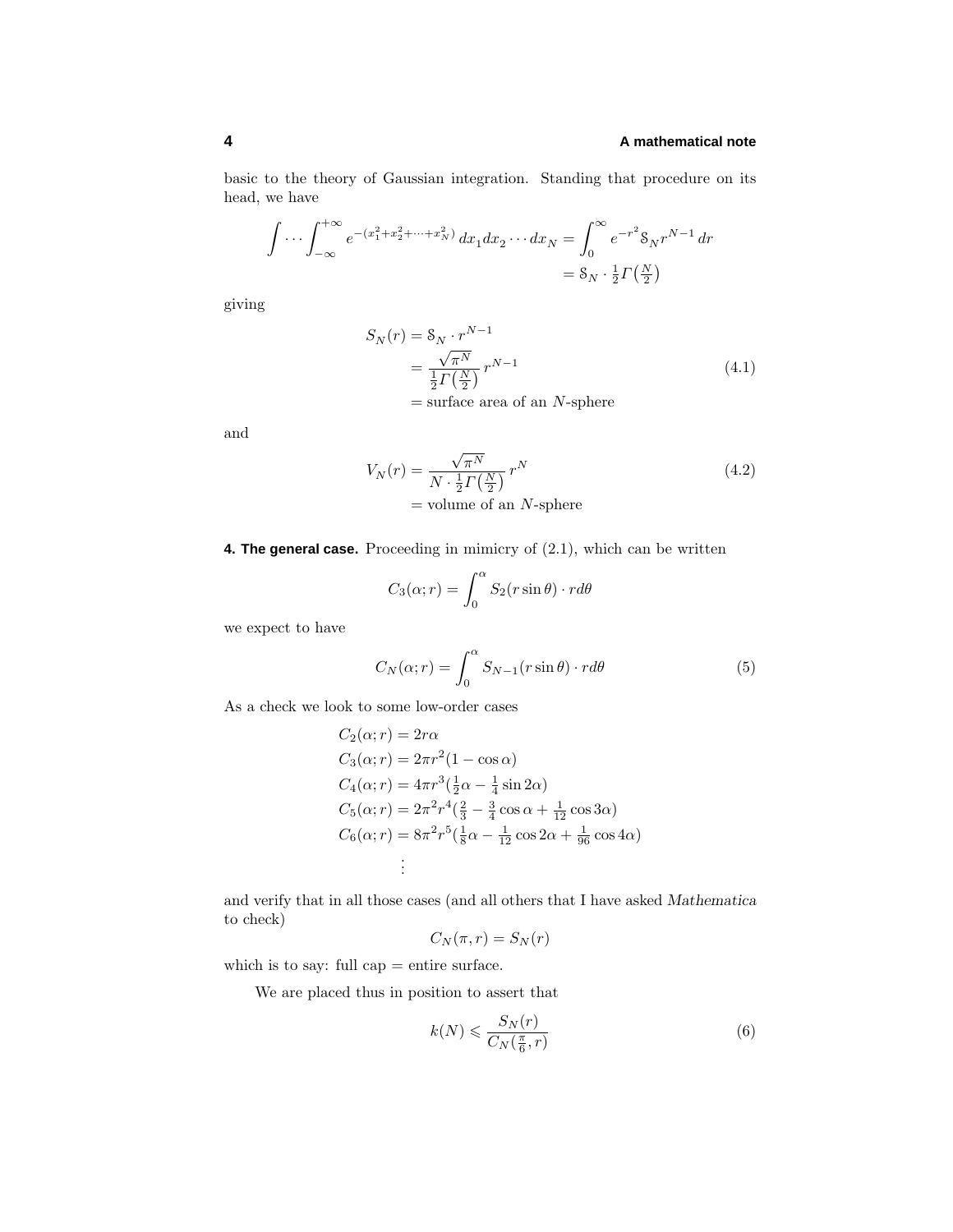basic to the theory of Gaussian integration. Standing that procedure on its head, we have

$$\int\cdots\int_{-\infty}^{+\infty} e^{-(x_1^2+x_2^2+\cdots+x_N^2)}\,dx_1dx_2\cdots dx_N = \int_0^\infty e^{-r^2}\mathcal{S}_N r^{N-1}\,dr$$
$$= \mathcal{S}_N\cdot\tfrac{1}{2}\Gamma\big(\tfrac{N}{2}\big)$$

giving

$$\begin{aligned} S_N(r) &= \mathcal{S}_N\cdot r^{N-1}\\ &= \frac{\sqrt{\pi^N}}{\frac{1}{2}\Gamma\big(\frac{N}{2}\big)}\,r^{N-1} \\ &= \text{surface area of an } N\text{-sphere}\end{aligned}\tag{4.1}$$

and

$$\begin{aligned} V_N(r) &= \frac{\sqrt{\pi^N}}{N\cdot\frac{1}{2}\Gamma\big(\frac{N}{2}\big)}\,r^{N} \\ &= \text{volume of an } N\text{-sphere}\end{aligned}\tag{4.2}$$

**4. The general case.** Proceeding in mimicry of (2.1), which can be written

$$C_3(\alpha;r) = \int_0^\alpha S_2(r\sin\theta)\cdot rd\theta$$

we expect to have

$$C_N(\alpha;r) = \int_0^\alpha S_{N-1}(r\sin\theta)\cdot rd\theta\tag{5}$$

As a check we look to some low-order cases

$$\begin{aligned}
C_2(\alpha;r) &= 2r\alpha\\
C_3(\alpha;r) &= 2\pi r^2(1-\cos\alpha)\\
C_4(\alpha;r) &= 4\pi r^3(\tfrac{1}{2}\alpha - \tfrac{1}{4}\sin 2\alpha)\\
C_5(\alpha;r) &= 2\pi^2 r^4(\tfrac{2}{3} - \tfrac{3}{4}\cos\alpha + \tfrac{1}{12}\cos 3\alpha)\\
C_6(\alpha;r) &= 8\pi^2 r^5(\tfrac{1}{8}\alpha - \tfrac{1}{12}\cos 2\alpha + \tfrac{1}{96}\cos 4\alpha)\\
&\;\;\vdots
\end{aligned}$$

and verify that in all those cases (and all others that I have asked *Mathematica* to check)

$$C_N(\pi,r) = S_N(r)$$

which is to say: full cap = entire surface.

We are placed thus in position to assert that

$$k(N) \leqslant \frac{S_N(r)}{C_N(\frac{\pi}{6},r)}\tag{6}$$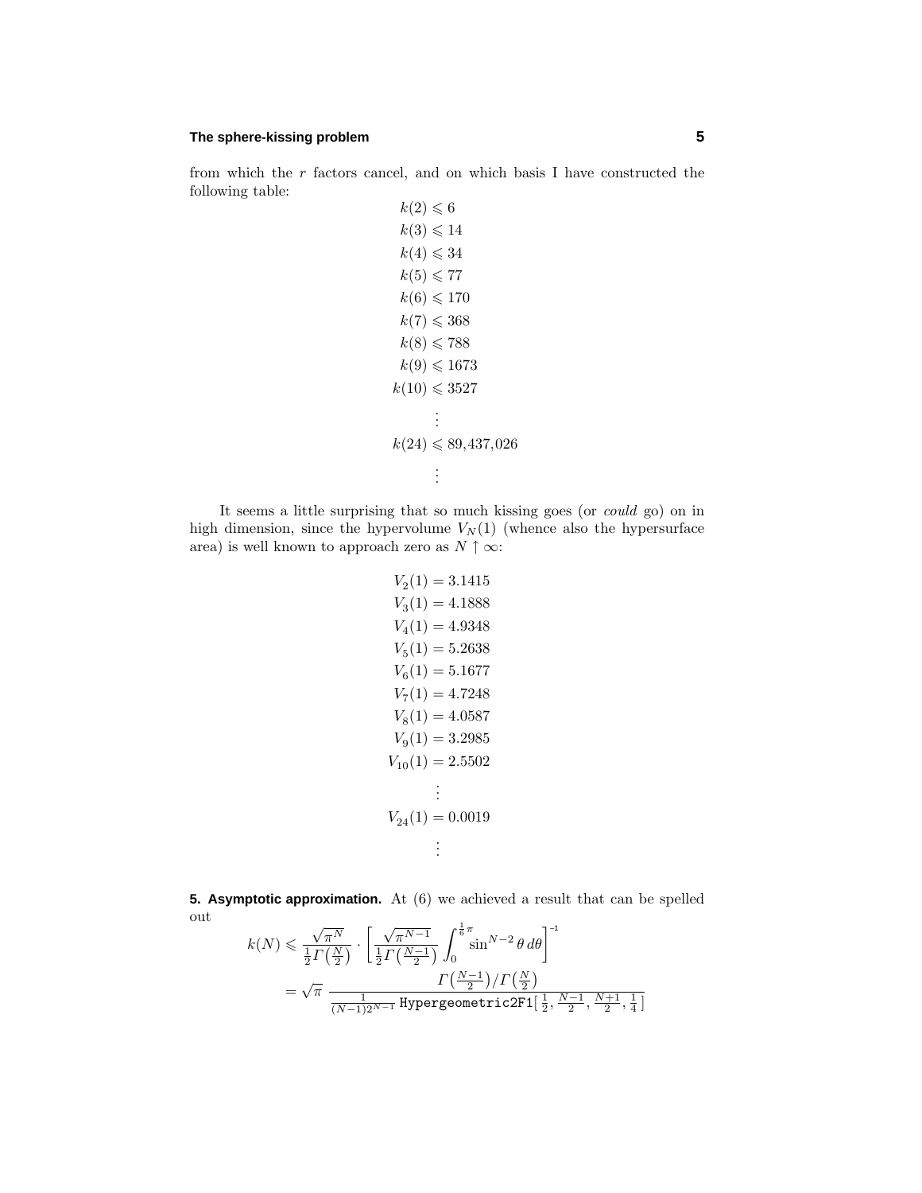from which the $r$ factors cancel, and on which basis I have constructed the following table:

$$
\begin{aligned}
k(2) &\leqslant 6\\
k(3) &\leqslant 14\\
k(4) &\leqslant 34\\
k(5) &\leqslant 77\\
k(6) &\leqslant 170\\
k(7) &\leqslant 368\\
k(8) &\leqslant 788\\
k(9) &\leqslant 1673\\
k(10) &\leqslant 3527\\
&\vdots\\
k(24) &\leqslant 89{,}437{,}026\\
&\vdots
\end{aligned}
$$

It seems a little surprising that so much kissing goes (or *could* go) on in high dimension, since the hypervolume $V_N(1)$ (whence also the hypersurface area) is well known to approach zero as $N \uparrow \infty$:

$$
\begin{aligned}
V_2(1) &= 3.1415\\
V_3(1) &= 4.1888\\
V_4(1) &= 4.9348\\
V_5(1) &= 5.2638\\
V_6(1) &= 5.1677\\
V_7(1) &= 4.7248\\
V_8(1) &= 4.0587\\
V_9(1) &= 3.2985\\
V_{10}(1) &= 2.5502\\
&\vdots\\
V_{24}(1) &= 0.0019\\
&\vdots
\end{aligned}
$$

**5. Asymptotic approximation.** At (6) we achieved a result that can be spelled out

$$
\begin{aligned}
k(N) &\leqslant \frac{\sqrt{\pi}^{N}}{\frac{1}{2}\Gamma\left(\frac{N}{2}\right)} \cdot \left[\frac{\sqrt{\pi}^{N-1}}{\frac{1}{2}\Gamma\left(\frac{N-1}{2}\right)} \int_0^{\frac{1}{6}\pi} \sin^{N-2}\theta \, d\theta\right]^{-1}\\
&= \sqrt{\pi}\ \frac{\Gamma\left(\frac{N-1}{2}\right)/\Gamma\left(\frac{N}{2}\right)}{\frac{1}{(N-1)2^{N-1}}\ \texttt{Hypergeometric2F1}\left[\frac{1}{2}, \frac{N-1}{2}, \frac{N+1}{2}, \frac{1}{4}\right]}
\end{aligned}
$$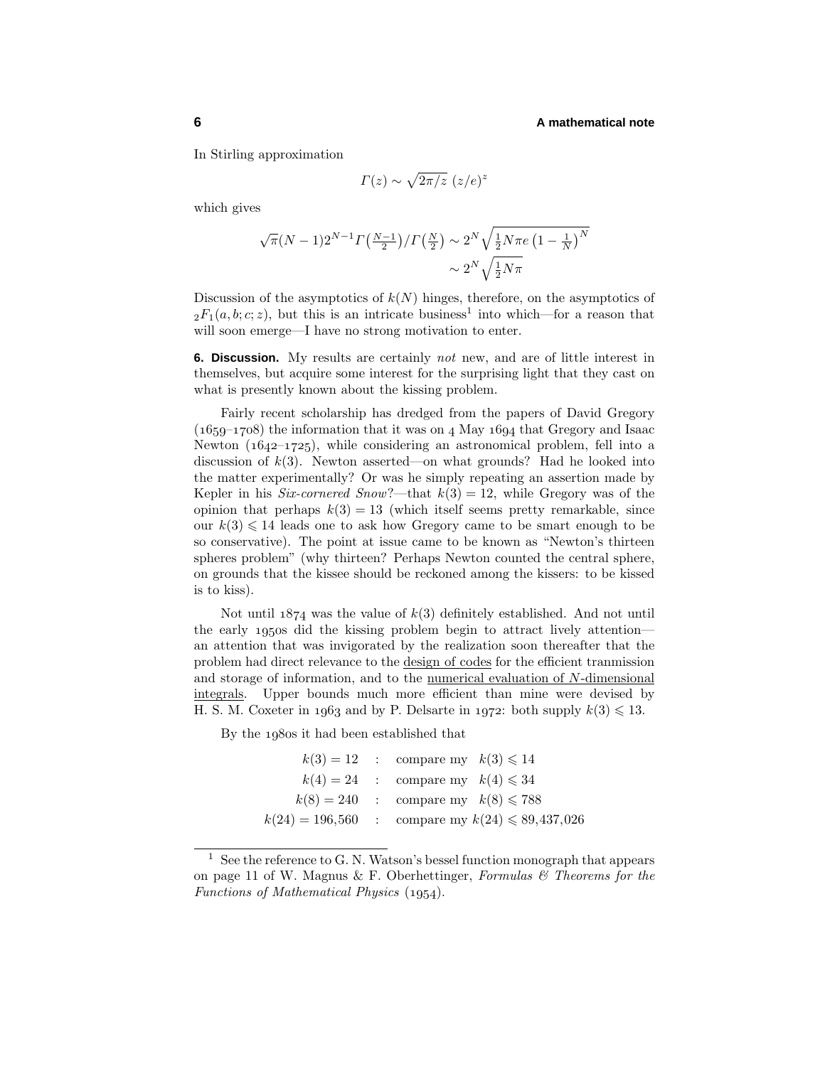In Stirling approximation

$$\Gamma(z) \sim \sqrt{2\pi/z}\,(z/e)^z$$

which gives

$$\begin{aligned}
\sqrt{\pi}(N-1)2^{N-1}\Gamma\left(\tfrac{N-1}{2}\right)/\Gamma\left(\tfrac{N}{2}\right) &\sim 2^N\sqrt{\tfrac{1}{2}N\pi e\left(1-\tfrac{1}{N}\right)^N} \\
&\sim 2^N\sqrt{\tfrac{1}{2}N\pi}
\end{aligned}$$

Discussion of the asymptotics of $k(N)$ hinges, therefore, on the asymptotics of ${}_2F_1(a,b;c;z)$, but this is an intricate business[1] into which—for a reason that will soon emerge—I have no strong motivation to enter.

**6. Discussion.** My results are certainly *not* new, and are of little interest in themselves, but acquire some interest for the surprising light that they cast on what is presently known about the kissing problem.

Fairly recent scholarship has dredged from the papers of David Gregory (1659–1708) the information that it was on 4 May 1694 that Gregory and Isaac Newton (1642–1725), while considering an astronomical problem, fell into a discussion of $k(3)$. Newton asserted—on what grounds? Had he looked into the matter experimentally? Or was he simply repeating an assertion made by Kepler in his *Six-cornered Snow*?—that $k(3) = 12$, while Gregory was of the opinion that perhaps $k(3) = 13$ (which itself seems pretty remarkable, since our $k(3) \leqslant 14$ leads one to ask how Gregory came to be smart enough to be so conservative). The point at issue came to be known as "Newton's thirteen spheres problem" (why thirteen? Perhaps Newton counted the central sphere, on grounds that the kissee should be reckoned among the kissers: to be kissed is to kiss).

Not until 1874 was the value of $k(3)$ definitely established. And not until the early 1950s did the kissing problem begin to attract lively attention—an attention that was invigorated by the realization soon thereafter that the problem had direct relevance to the design of codes for the efficient tranmission and storage of information, and to the numerical evaluation of $N$-dimensional integrals. Upper bounds much more efficient than mine were devised by H. S. M. Coxeter in 1963 and by P. Delsarte in 1972: both supply $k(3) \leqslant 13$.

By the 1980s it had been established that

$$\begin{aligned}
k(3) &= 12 &&: \quad \text{compare my} \quad k(3) \leqslant 14 \\
k(4) &= 24 &&: \quad \text{compare my} \quad k(4) \leqslant 34 \\
k(8) &= 240 &&: \quad \text{compare my} \quad k(8) \leqslant 788 \\
k(24) &= 196{,}560 &&: \quad \text{compare my } k(24) \leqslant 89{,}437{,}026
\end{aligned}$$

[1] See the reference to G. N. Watson's bessel function monograph that appears on page 11 of W. Magnus & F. Oberhettinger, *Formulas & Theorems for the Functions of Mathematical Physics* (1954).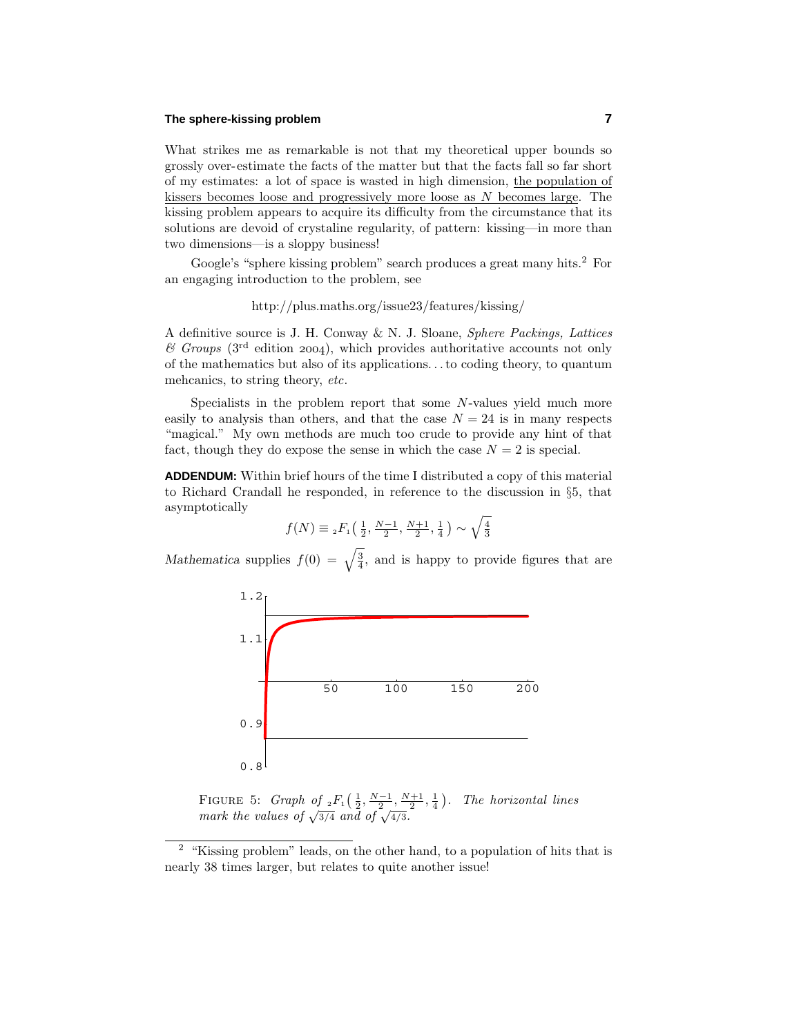What strikes me as remarkable is not that my theoretical upper bounds so grossly over-estimate the facts of the matter but that the facts fall so far short of my estimates: a lot of space is wasted in high dimension, <u>the population of kissers becomes loose and progressively more loose as $N$ becomes large</u>. The kissing problem appears to acquire its difficulty from the circumstance that its solutions are devoid of crystaline regularity, of pattern: kissing—in more than two dimensions—is a sloppy business!

Google's "sphere kissing problem" search produces a great many hits.[2] For an engaging introduction to the problem, see

http://plus.maths.org/issue23/features/kissing/

A definitive source is J. H. Conway & N. J. Sloane, *Sphere Packings, Lattices & Groups* (3rd edition 2004), which provides authoritative accounts not only of the mathematics but also of its applications... to coding theory, to quantum mehcanics, to string theory, *etc.*

Specialists in the problem report that some $N$-values yield much more easily to analysis than others, and that the case $N = 24$ is in many respects "magical." My own methods are much too crude to provide any hint of that fact, though they do expose the sense in which the case $N = 2$ is special.

**ADDENDUM:** Within brief hours of the time I distributed a copy of this material to Richard Crandall he responded, in reference to the discussion in §5, that asymptotically

$$f(N) \equiv {}_2F_1\big(\tfrac{1}{2}, \tfrac{N-1}{2}, \tfrac{N+1}{2}, \tfrac{1}{4}\big) \sim \sqrt{\tfrac{4}{3}}$$

*Mathematica* supplies $f(0) = \sqrt{\frac{3}{4}}$, and is happy to provide figures that are

FIGURE 5: *Graph of* ${}_2F_1\big(\frac{1}{2}, \frac{N-1}{2}, \frac{N+1}{2}, \frac{1}{4}\big)$. *The horizontal lines mark the values of* $\sqrt{3/4}$ *and of* $\sqrt{4/3}$.

---

[2] "Kissing problem" leads, on the other hand, to a population of hits that is nearly 38 times larger, but relates to quite another issue!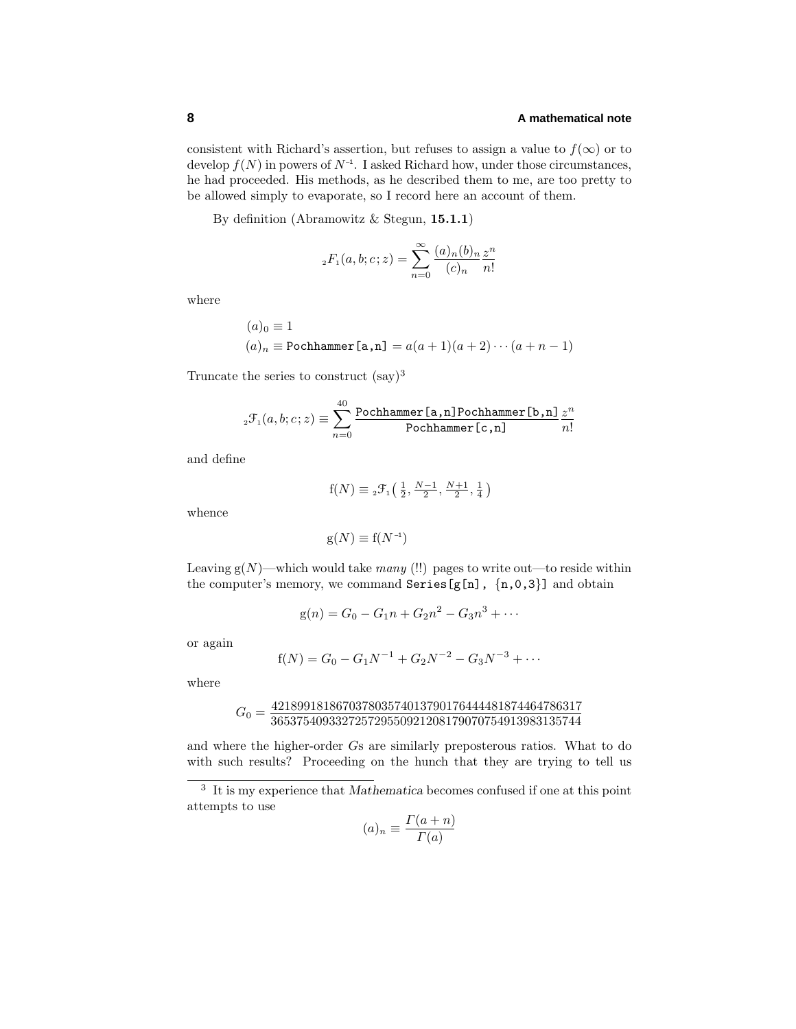consistent with Richard's assertion, but refuses to assign a value to $f(\infty)$ or to develop $f(N)$ in powers of $N^{-1}$. I asked Richard how, under those circumstances, he had proceeded. His methods, as he described them to me, are too pretty to be allowed simply to evaporate, so I record here an account of them.

By definition (Abramowitz & Stegun, **15.1.1**)

$$_2F_1(a,b;c;z) = \sum_{n=0}^{\infty} \frac{(a)_n (b)_n}{(c)_n} \frac{z^n}{n!}$$

where

$$\begin{aligned}
(a)_0 &\equiv 1 \\
(a)_n &\equiv \texttt{Pochhammer[a,n]} = a(a+1)(a+2)\cdots(a+n-1)
\end{aligned}$$

Truncate the series to construct (say)[3]

$$_2\mathcal{F}_1(a,b;c;z) \equiv \sum_{n=0}^{40} \frac{\texttt{Pochhammer[a,n]Pochhammer[b,n]}}{\texttt{Pochhammer[c,n]}} \frac{z^n}{n!}$$

and define

$$\mathrm{f}(N) \equiv {}_2\mathcal{F}_1\big(\tfrac{1}{2}, \tfrac{N-1}{2}, \tfrac{N+1}{2}, \tfrac{1}{4}\big)$$

whence

$$\mathrm{g}(N) \equiv \mathrm{f}(N^{-1})$$

Leaving $\mathrm{g}(N)$—which would take *many* (!!) pages to write out—to reside within the computer's memory, we command `Series[g[n], {n,0,3}]` and obtain

$$\mathrm{g}(n) = G_0 - G_1 n + G_2 n^2 - G_3 n^3 + \cdots$$

or again

$$\mathrm{f}(N) = G_0 - G_1 N^{-1} + G_2 N^{-2} - G_3 N^{-3} + \cdots$$

where

$$G_0 = \frac{421899181867037803574013790176444481874464786317}{365375409332725729550921208179070754913983135744}$$

and where the higher-order $G$s are similarly preposterous ratios. What to do with such results? Proceeding on the hunch that they are trying to tell us

---

[3] It is my experience that *Mathematica* becomes confused if one at this point attempts to use

$$(a)_n \equiv \frac{\Gamma(a+n)}{\Gamma(a)}$$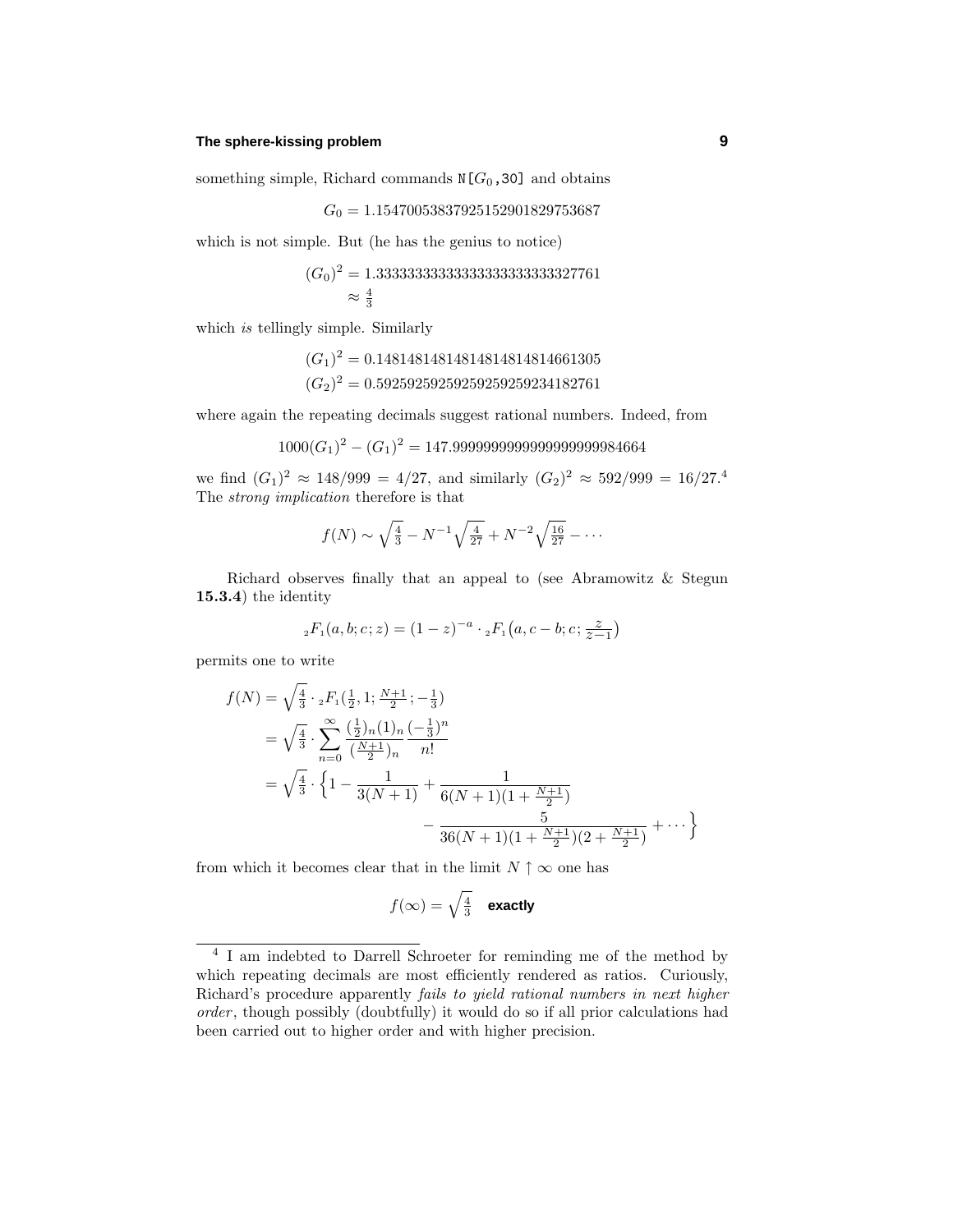something simple, Richard commands `N[`$G_0$`,30]` and obtains

$$G_0 = 1.15470053837925152901829753687$$

which is not simple. But (he has the genius to notice)

$$(G_0)^2 = 1.33333333333333333333333327761 \approx \tfrac{4}{3}$$

which *is* tellingly simple. Similarly

$$(G_1)^2 = 0.148148148148148148148148146613 05$$
$$(G_2)^2 = 0.592592592592592592592592341827 61$$

where again the repeating decimals suggest rational numbers. Indeed, from

$$1000(G_1)^2 - (G_1)^2 = 147.999999999999999999999984664$$

we find $(G_1)^2 \approx 148/999 = 4/27$, and similarly $(G_2)^2 \approx 592/999 = 16/27$.[4] The *strong implication* therefore is that

$$f(N) \sim \sqrt{\tfrac{4}{3}} - N^{-1}\sqrt{\tfrac{4}{27}} + N^{-2}\sqrt{\tfrac{16}{27}} - \cdots$$

Richard observes finally that an appeal to (see Abramowitz & Stegun **15.3.4**) the identity

$${}_2F_1(a,b;c;z) = (1-z)^{-a} \cdot {}_2F_1\big(a, c-b; c; \tfrac{z}{z-1}\big)$$

permits one to write

$$\begin{aligned}
f(N) &= \sqrt{\tfrac{4}{3}} \cdot {}_2F_1(\tfrac{1}{2}, 1; \tfrac{N+1}{2}; -\tfrac{1}{3}) \\
&= \sqrt{\tfrac{4}{3}} \cdot \sum_{n=0}^{\infty} \frac{(\frac{1}{2})_n (1)_n}{(\frac{N+1}{2})_n} \frac{(-\frac{1}{3})^n}{n!} \\
&= \sqrt{\tfrac{4}{3}} \cdot \Big\{ 1 - \frac{1}{3(N+1)} + \frac{1}{6(N+1)(1+\frac{N+1}{2})} \\
&\qquad\qquad - \frac{5}{36(N+1)(1+\frac{N+1}{2})(2+\frac{N+1}{2})} + \cdots \Big\}
\end{aligned}$$

from which it becomes clear that in the limit $N \uparrow \infty$ one has

$$f(\infty) = \sqrt{\tfrac{4}{3}} \quad \textbf{exactly}$$

---

[4] I am indebted to Darrell Schroeter for reminding me of the method by which repeating decimals are most efficiently rendered as ratios. Curiously, Richard's procedure apparently *fails to yield rational numbers in next higher order*, though possibly (doubtfully) it would do so if all prior calculations had been carried out to higher order and with higher precision.